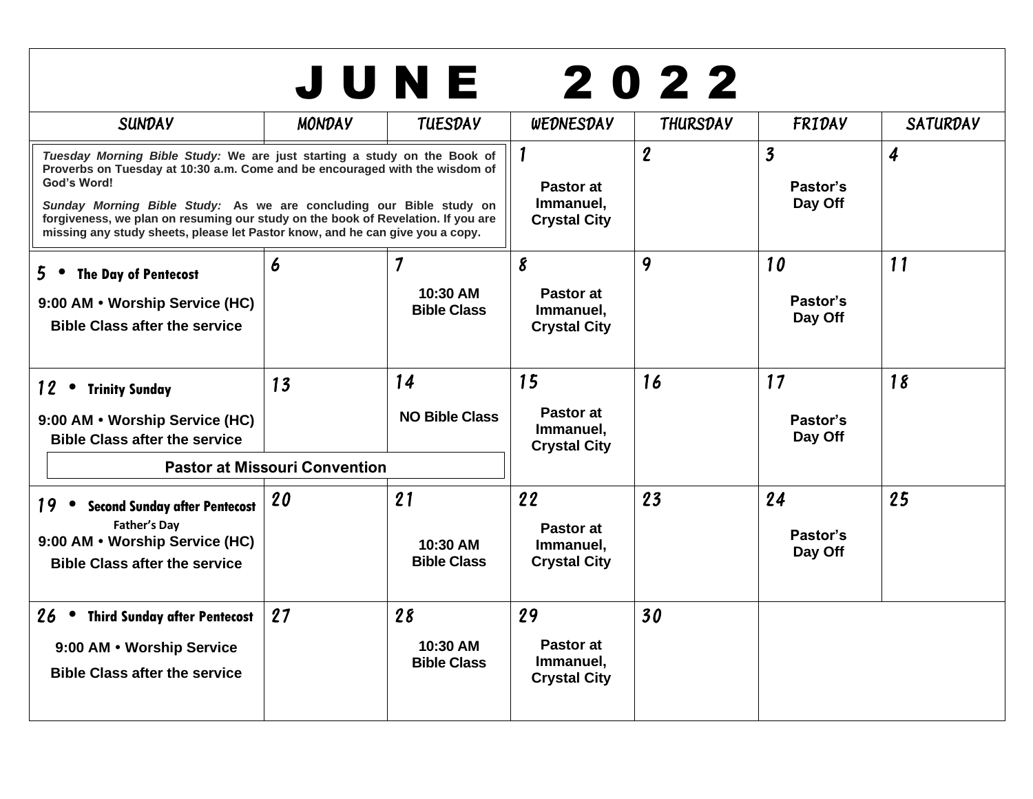# JUNE 2022

*Tuesday Morning Bible Study:* We are just starting a study on the Book of Proverbs on Tuesday at 10:30 a.m. Come and be encouraged with the wisdom of God's Word!

*Sunday Morning Bible Study:* As we are concluding our Bible study on forgiveness, we plan on resuming our study on the book of Revelation. If you are missing any study sheets, please let Pastor know, and he can give you a copy.

| SUNDAY | MONDAY | TUESDAY | WEDNESDAY | THURSDAY | FRIDAY | SATURDAY |
|---|---|---|---|---|---|---|
| | | | 1<br>Pastor at Immanuel, Crystal City | 2 | 3<br>Pastor's Day Off | 4 |
| 5 • The Day of Pentecost<br>9:00 AM • Worship Service (HC)<br>Bible Class after the service | 6 | 7<br>10:30 AM Bible Class | 8<br>Pastor at Immanuel, Crystal City | 9 | 10<br>Pastor's Day Off | 11 |
| 12 • Trinity Sunday<br>9:00 AM • Worship Service (HC)<br>Bible Class after the service<br>Pastor at Missouri Convention | 13<br>Pastor at Missouri Convention | 14<br>NO Bible Class<br>Pastor at Missouri Convention | 15<br>Pastor at Immanuel, Crystal City | 16 | 17<br>Pastor's Day Off | 18 |
| 19 • Second Sunday after Pentecost<br>Father's Day<br>9:00 AM • Worship Service (HC)<br>Bible Class after the service | 20 | 21<br>10:30 AM Bible Class | 22<br>Pastor at Immanuel, Crystal City | 23 | 24<br>Pastor's Day Off | 25 |
| 26 • Third Sunday after Pentecost<br>9:00 AM • Worship Service<br>Bible Class after the service | 27 | 28<br>10:30 AM Bible Class | 29<br>Pastor at Immanuel, Crystal City | 30 | | |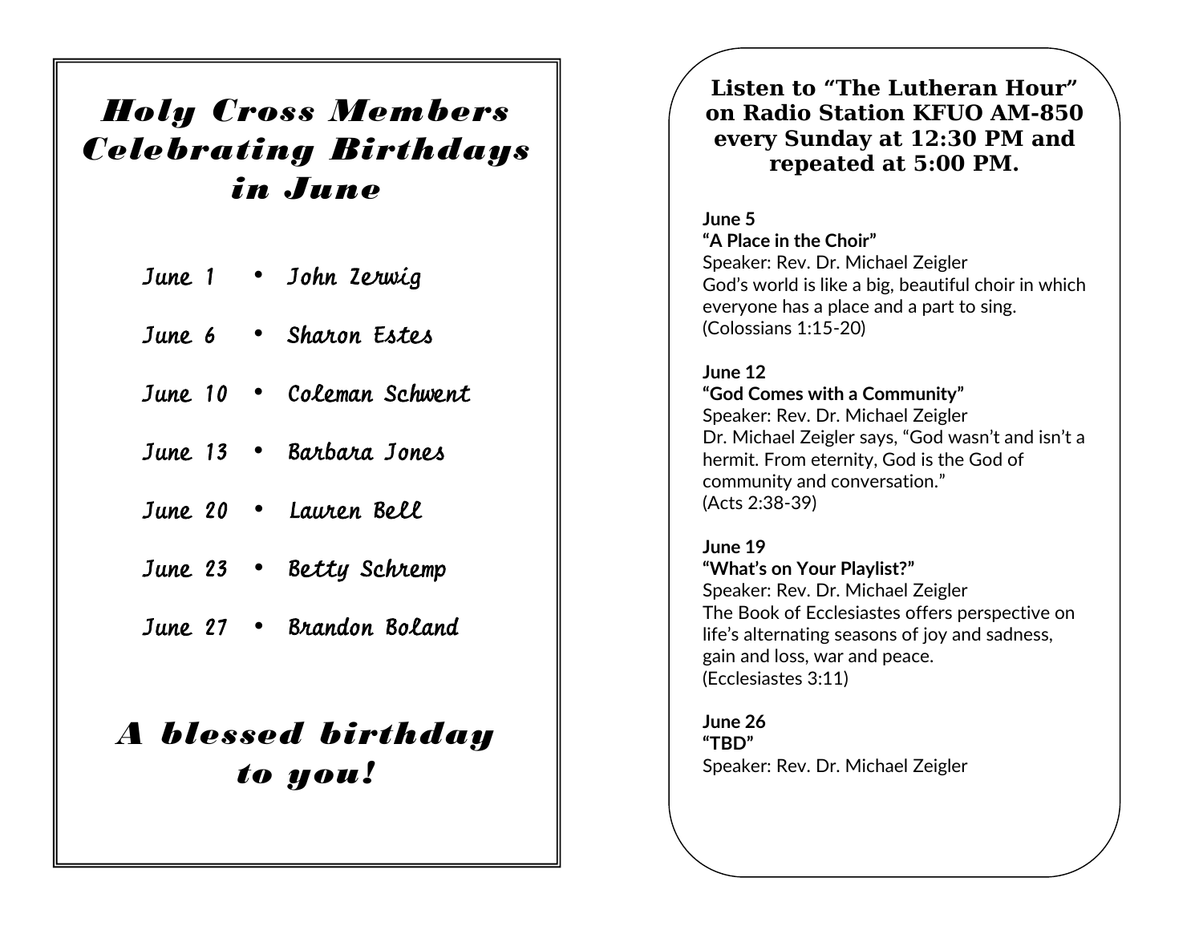# *Holy Cross Members Celebrating Birthdays in June*

- June 1 • John Zerwig
- June 6 • Sharon Estes
- June 10 • Coleman Schwent
- June 13 • Barbara Jones
- June 20 • Lauren Bell
- June 23 • Betty Schremp
- June 27 • Brandon Boland

## *A blessed birthday to you!*

**Listen to "The Lutheran Hour" on Radio Station KFUO AM-850 every Sunday at 12:30 PM and repeated at 5:00 PM.**

**June 5**
**"A Place in the Choir"**
Speaker: Rev. Dr. Michael Zeigler
God's world is like a big, beautiful choir in which everyone has a place and a part to sing.
(Colossians 1:15-20)

**June 12**
**"God Comes with a Community"**
Speaker: Rev. Dr. Michael Zeigler
Dr. Michael Zeigler says, "God wasn't and isn't a hermit. From eternity, God is the God of community and conversation."
(Acts 2:38-39)

**June 19**
**"What's on Your Playlist?"**
Speaker: Rev. Dr. Michael Zeigler
The Book of Ecclesiastes offers perspective on life's alternating seasons of joy and sadness, gain and loss, war and peace.
(Ecclesiastes 3:11)

**June 26**
**"TBD"**
Speaker: Rev. Dr. Michael Zeigler